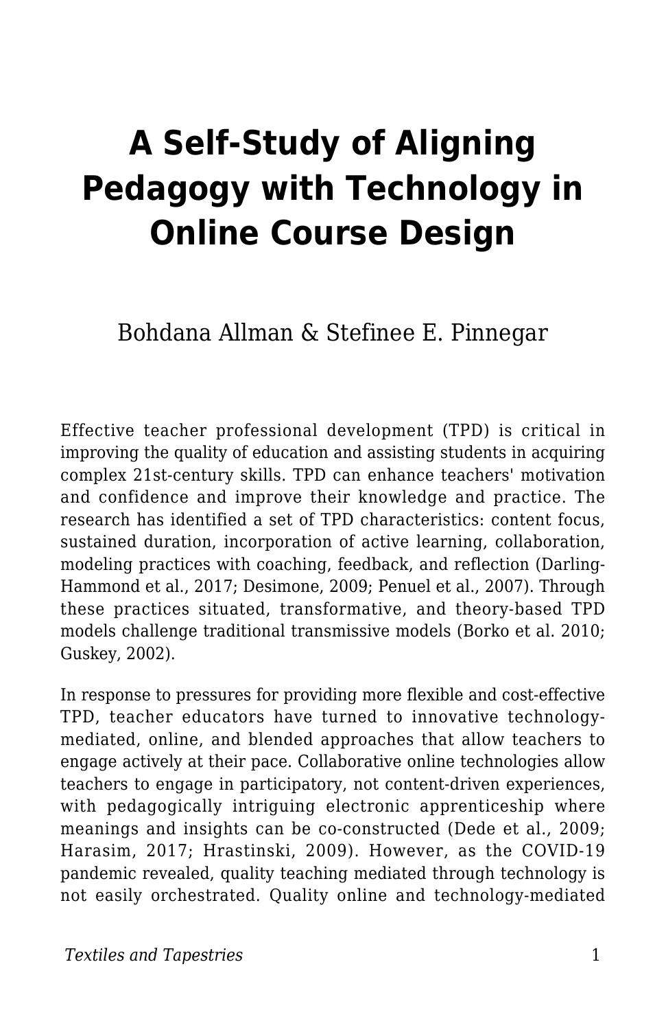# A Self-Study of Aligning Pedagogy with Technology in Online Course Design

Bohdana Allman & Stefinee E. Pinnegar

Effective teacher professional development (TPD) is critical in improving the quality of education and assisting students in acquiring complex 21st-century skills. TPD can enhance teachers' motivation and confidence and improve their knowledge and practice. The research has identified a set of TPD characteristics: content focus, sustained duration, incorporation of active learning, collaboration, modeling practices with coaching, feedback, and reflection (Darling-Hammond et al., 2017; Desimone, 2009; Penuel et al., 2007). Through these practices situated, transformative, and theory-based TPD models challenge traditional transmissive models (Borko et al. 2010; Guskey, 2002).

In response to pressures for providing more flexible and cost-effective TPD, teacher educators have turned to innovative technology-mediated, online, and blended approaches that allow teachers to engage actively at their pace. Collaborative online technologies allow teachers to engage in participatory, not content-driven experiences, with pedagogically intriguing electronic apprenticeship where meanings and insights can be co-constructed (Dede et al., 2009; Harasim, 2017; Hrastinski, 2009). However, as the COVID-19 pandemic revealed, quality teaching mediated through technology is not easily orchestrated. Quality online and technology-mediated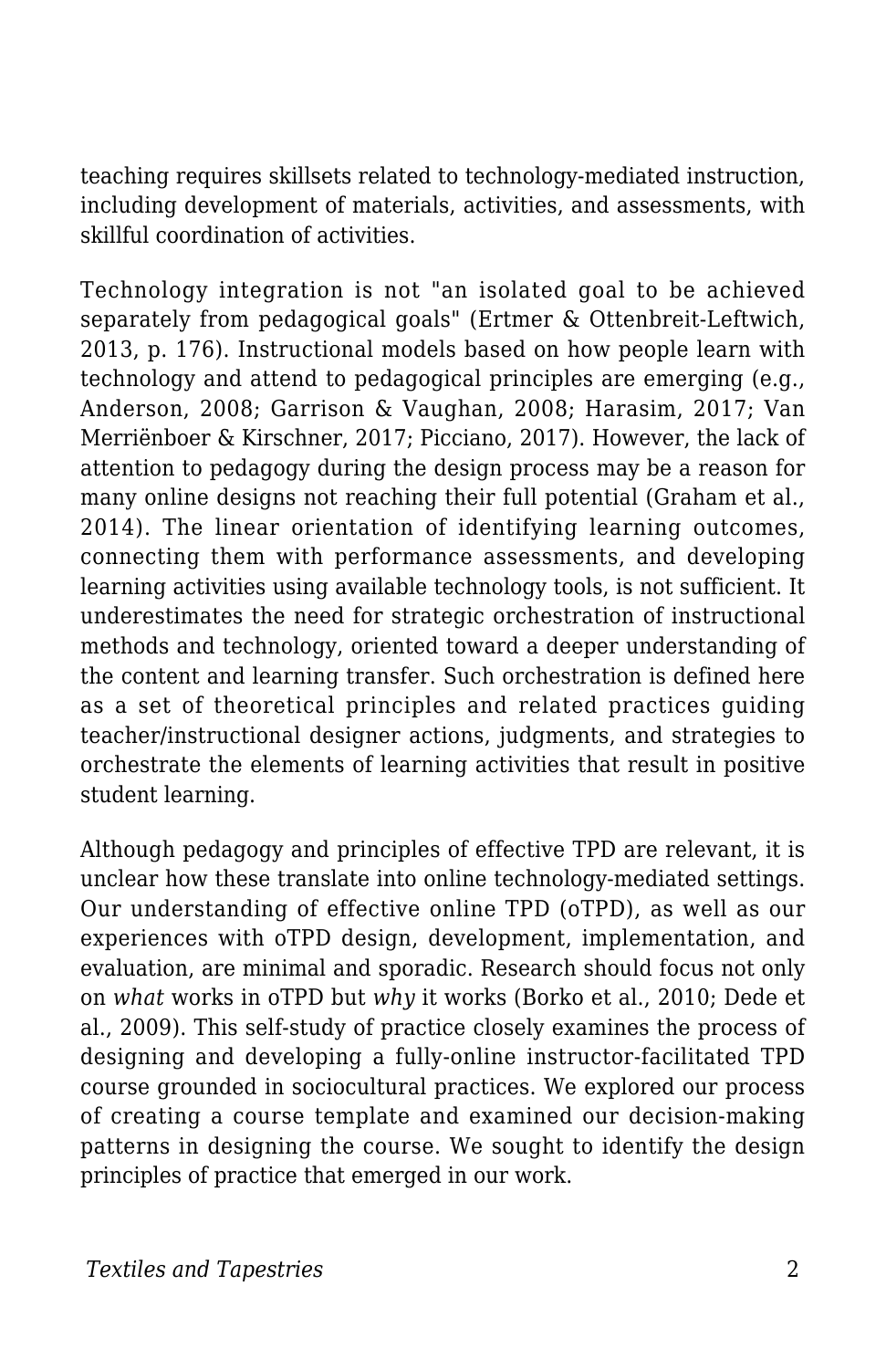teaching requires skillsets related to technology-mediated instruction, including development of materials, activities, and assessments, with skillful coordination of activities.

Technology integration is not "an isolated goal to be achieved separately from pedagogical goals" (Ertmer & Ottenbreit-Leftwich, 2013, p. 176). Instructional models based on how people learn with technology and attend to pedagogical principles are emerging (e.g., Anderson, 2008; Garrison & Vaughan, 2008; Harasim, 2017; Van Merriënboer & Kirschner, 2017; Picciano, 2017). However, the lack of attention to pedagogy during the design process may be a reason for many online designs not reaching their full potential (Graham et al., 2014). The linear orientation of identifying learning outcomes, connecting them with performance assessments, and developing learning activities using available technology tools, is not sufficient. It underestimates the need for strategic orchestration of instructional methods and technology, oriented toward a deeper understanding of the content and learning transfer. Such orchestration is defined here as a set of theoretical principles and related practices guiding teacher/instructional designer actions, judgments, and strategies to orchestrate the elements of learning activities that result in positive student learning.

Although pedagogy and principles of effective TPD are relevant, it is unclear how these translate into online technology-mediated settings. Our understanding of effective online TPD (oTPD), as well as our experiences with oTPD design, development, implementation, and evaluation, are minimal and sporadic. Research should focus not only on *what* works in oTPD but *why* it works (Borko et al., 2010; Dede et al., 2009). This self-study of practice closely examines the process of designing and developing a fully-online instructor-facilitated TPD course grounded in sociocultural practices. We explored our process of creating a course template and examined our decision-making patterns in designing the course. We sought to identify the design principles of practice that emerged in our work.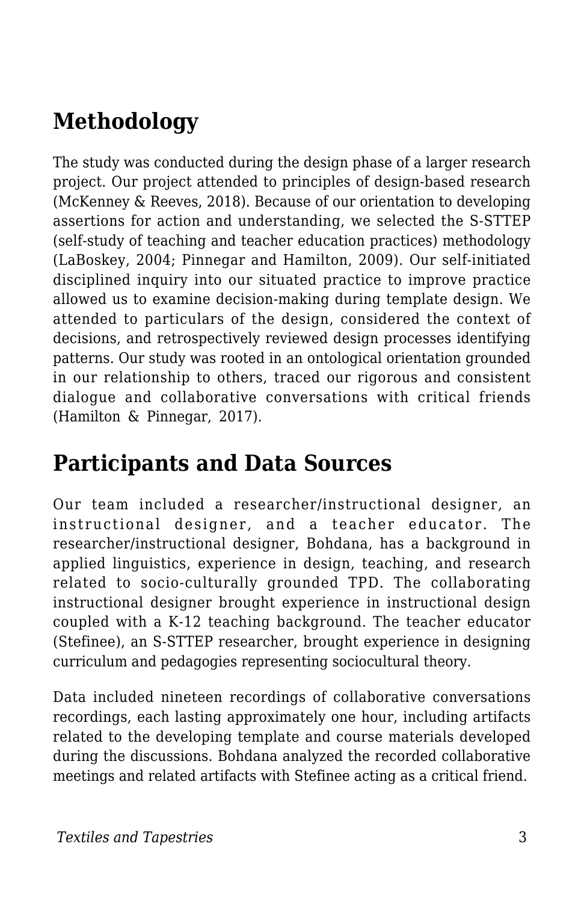## Methodology

The study was conducted during the design phase of a larger research project. Our project attended to principles of design-based research (McKenney & Reeves, 2018). Because of our orientation to developing assertions for action and understanding, we selected the S-STTEP (self-study of teaching and teacher education practices) methodology (LaBoskey, 2004; Pinnegar and Hamilton, 2009). Our self-initiated disciplined inquiry into our situated practice to improve practice allowed us to examine decision-making during template design. We attended to particulars of the design, considered the context of decisions, and retrospectively reviewed design processes identifying patterns. Our study was rooted in an ontological orientation grounded in our relationship to others, traced our rigorous and consistent dialogue and collaborative conversations with critical friends (Hamilton & Pinnegar, 2017).

## Participants and Data Sources

Our team included a researcher/instructional designer, an instructional designer, and a teacher educator. The researcher/instructional designer, Bohdana, has a background in applied linguistics, experience in design, teaching, and research related to socio-culturally grounded TPD. The collaborating instructional designer brought experience in instructional design coupled with a K-12 teaching background. The teacher educator (Stefinee), an S-STTEP researcher, brought experience in designing curriculum and pedagogies representing sociocultural theory.

Data included nineteen recordings of collaborative conversations recordings, each lasting approximately one hour, including artifacts related to the developing template and course materials developed during the discussions. Bohdana analyzed the recorded collaborative meetings and related artifacts with Stefinee acting as a critical friend.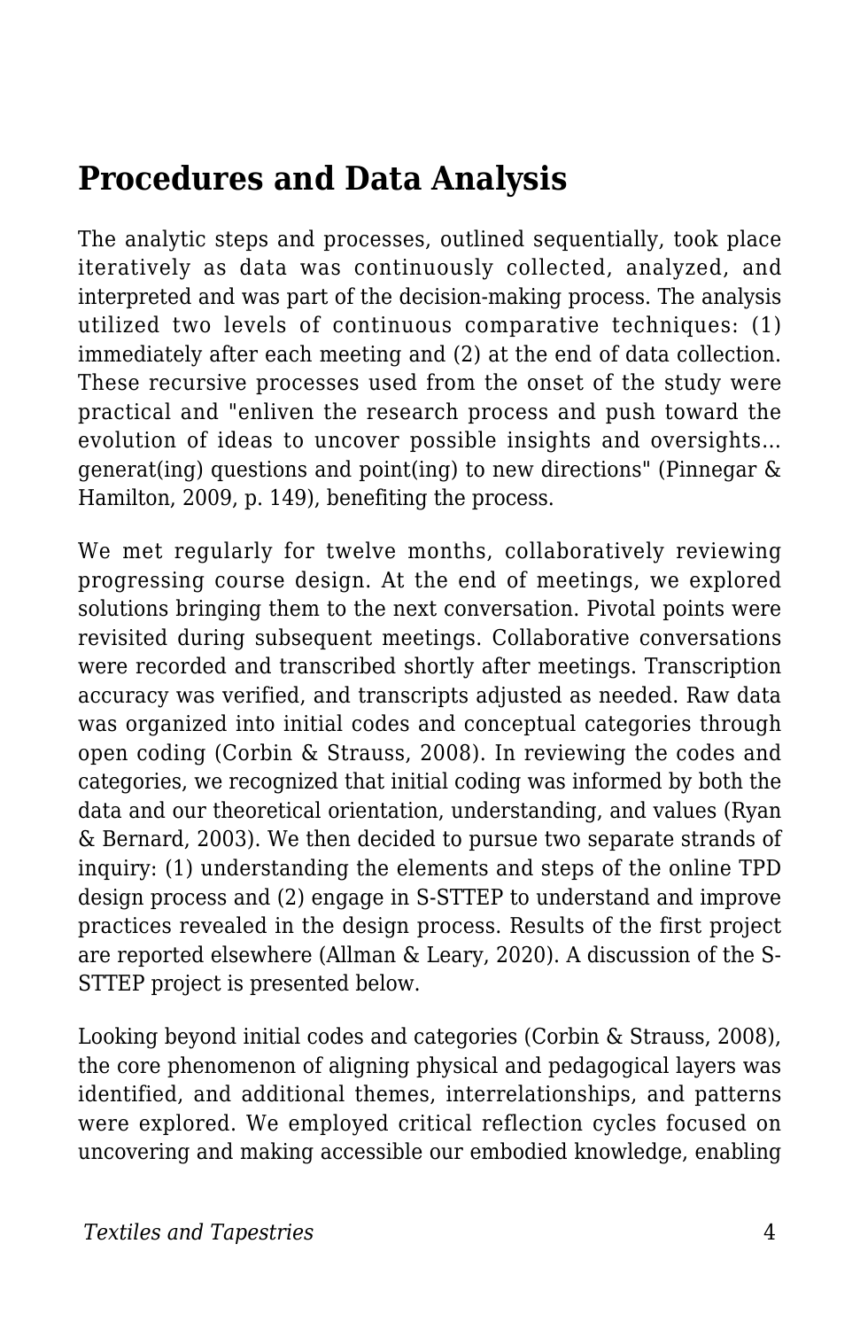## Procedures and Data Analysis

The analytic steps and processes, outlined sequentially, took place iteratively as data was continuously collected, analyzed, and interpreted and was part of the decision-making process. The analysis utilized two levels of continuous comparative techniques: (1) immediately after each meeting and (2) at the end of data collection. These recursive processes used from the onset of the study were practical and "enliven the research process and push toward the evolution of ideas to uncover possible insights and oversights... generat(ing) questions and point(ing) to new directions" (Pinnegar & Hamilton, 2009, p. 149), benefiting the process.

We met regularly for twelve months, collaboratively reviewing progressing course design. At the end of meetings, we explored solutions bringing them to the next conversation. Pivotal points were revisited during subsequent meetings. Collaborative conversations were recorded and transcribed shortly after meetings. Transcription accuracy was verified, and transcripts adjusted as needed. Raw data was organized into initial codes and conceptual categories through open coding (Corbin & Strauss, 2008). In reviewing the codes and categories, we recognized that initial coding was informed by both the data and our theoretical orientation, understanding, and values (Ryan & Bernard, 2003). We then decided to pursue two separate strands of inquiry: (1) understanding the elements and steps of the online TPD design process and (2) engage in S-STTEP to understand and improve practices revealed in the design process. Results of the first project are reported elsewhere (Allman & Leary, 2020). A discussion of the S-STTEP project is presented below.

Looking beyond initial codes and categories (Corbin & Strauss, 2008), the core phenomenon of aligning physical and pedagogical layers was identified, and additional themes, interrelationships, and patterns were explored. We employed critical reflection cycles focused on uncovering and making accessible our embodied knowledge, enabling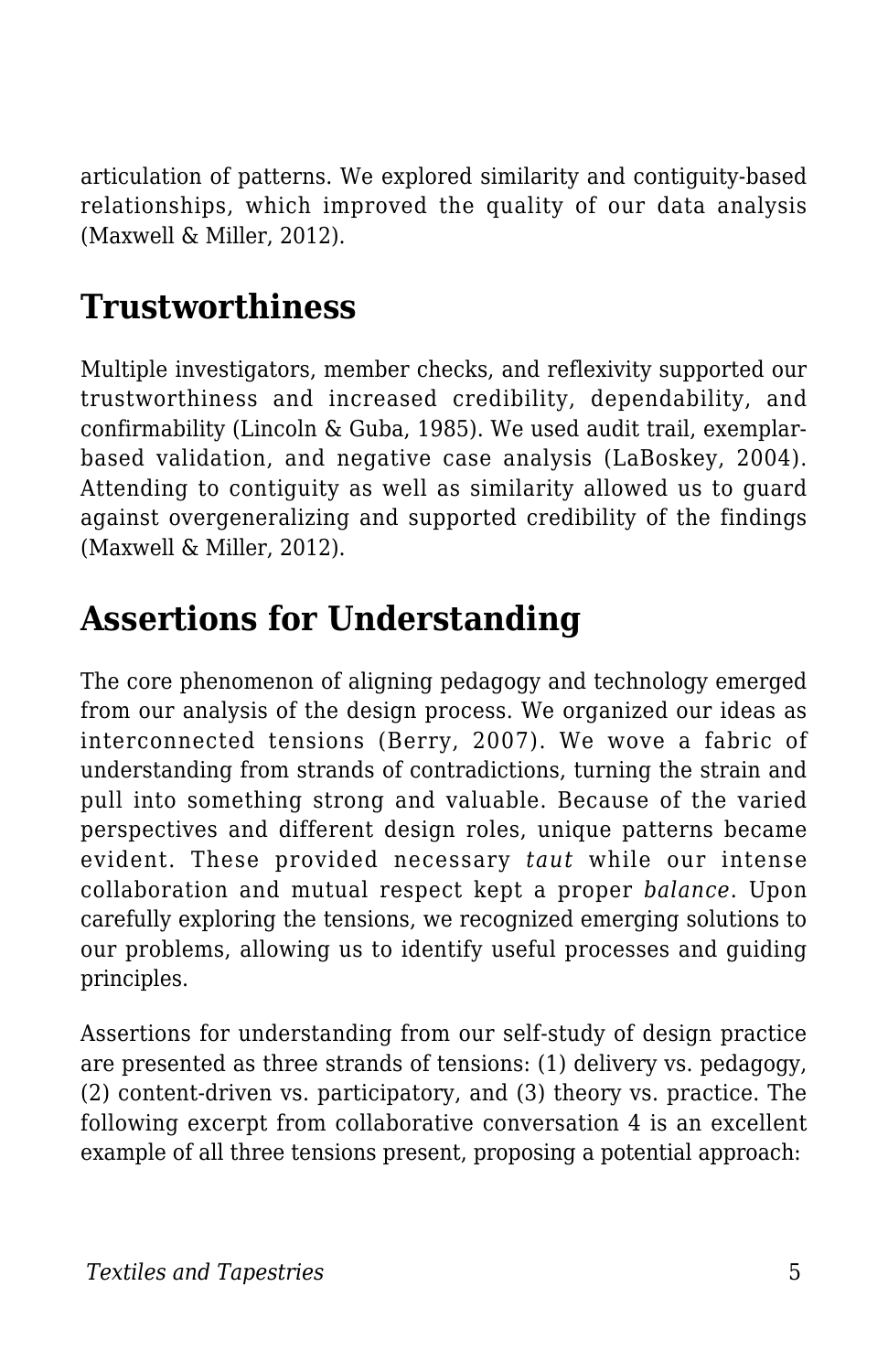articulation of patterns. We explored similarity and contiguity-based relationships, which improved the quality of our data analysis (Maxwell & Miller, 2012).

## Trustworthiness

Multiple investigators, member checks, and reflexivity supported our trustworthiness and increased credibility, dependability, and confirmability (Lincoln & Guba, 1985). We used audit trail, exemplar-based validation, and negative case analysis (LaBoskey, 2004). Attending to contiguity as well as similarity allowed us to guard against overgeneralizing and supported credibility of the findings (Maxwell & Miller, 2012).

## Assertions for Understanding

The core phenomenon of aligning pedagogy and technology emerged from our analysis of the design process. We organized our ideas as interconnected tensions (Berry, 2007). We wove a fabric of understanding from strands of contradictions, turning the strain and pull into something strong and valuable. Because of the varied perspectives and different design roles, unique patterns became evident. These provided necessary *taut* while our intense collaboration and mutual respect kept a proper *balance*. Upon carefully exploring the tensions, we recognized emerging solutions to our problems, allowing us to identify useful processes and guiding principles.

Assertions for understanding from our self-study of design practice are presented as three strands of tensions: (1) delivery vs. pedagogy, (2) content-driven vs. participatory, and (3) theory vs. practice. The following excerpt from collaborative conversation 4 is an excellent example of all three tensions present, proposing a potential approach: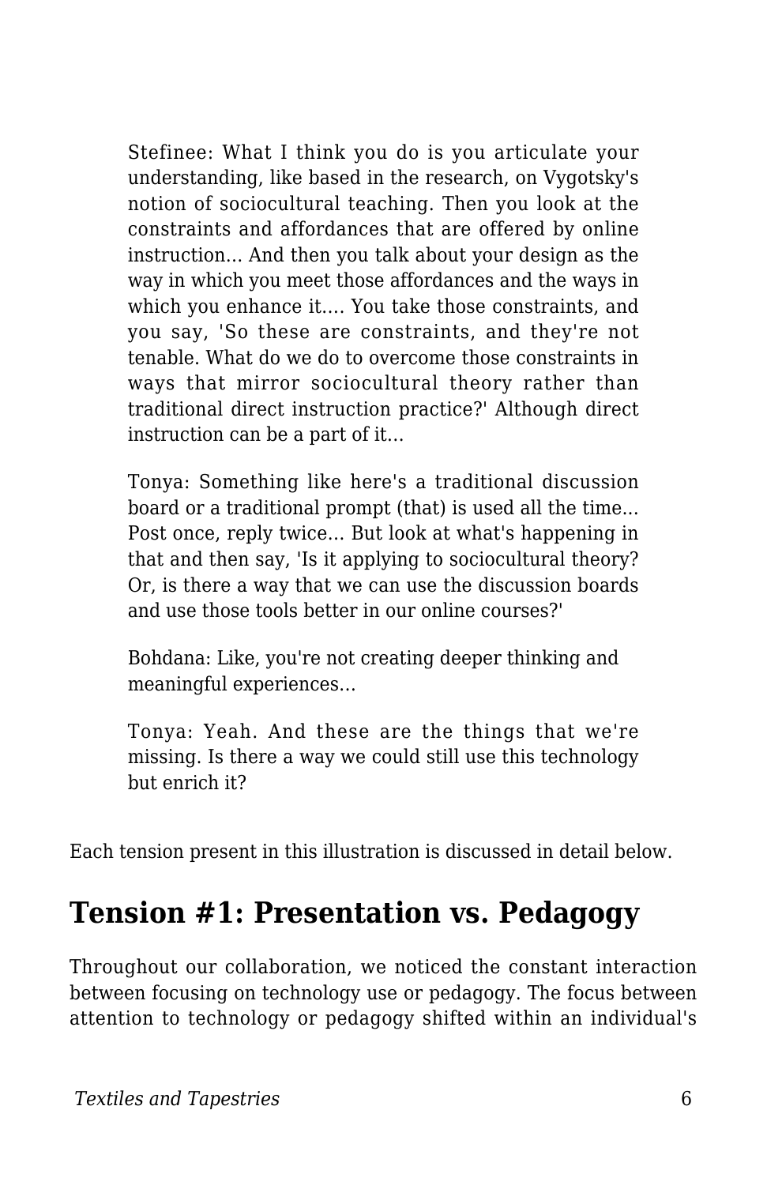> Stefinee: What I think you do is you articulate your understanding, like based in the research, on Vygotsky's notion of sociocultural teaching. Then you look at the constraints and affordances that are offered by online instruction... And then you talk about your design as the way in which you meet those affordances and the ways in which you enhance it.... You take those constraints, and you say, 'So these are constraints, and they're not tenable. What do we do to overcome those constraints in ways that mirror sociocultural theory rather than traditional direct instruction practice?' Although direct instruction can be a part of it...
>
> Tonya: Something like here's a traditional discussion board or a traditional prompt (that) is used all the time... Post once, reply twice... But look at what's happening in that and then say, 'Is it applying to sociocultural theory? Or, is there a way that we can use the discussion boards and use those tools better in our online courses?'
>
> Bohdana: Like, you're not creating deeper thinking and meaningful experiences...
>
> Tonya: Yeah. And these are the things that we're missing. Is there a way we could still use this technology but enrich it?

Each tension present in this illustration is discussed in detail below.

## Tension #1: Presentation vs. Pedagogy

Throughout our collaboration, we noticed the constant interaction between focusing on technology use or pedagogy. The focus between attention to technology or pedagogy shifted within an individual's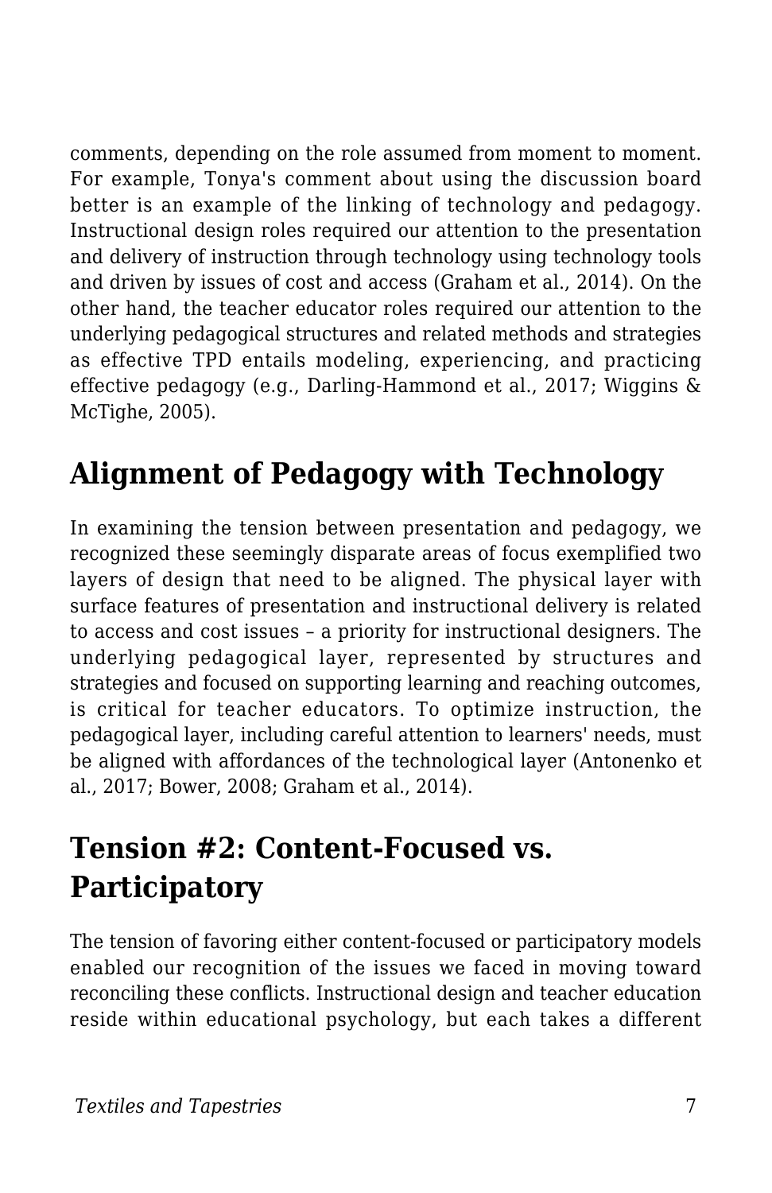comments, depending on the role assumed from moment to moment. For example, Tonya's comment about using the discussion board better is an example of the linking of technology and pedagogy. Instructional design roles required our attention to the presentation and delivery of instruction through technology using technology tools and driven by issues of cost and access (Graham et al., 2014). On the other hand, the teacher educator roles required our attention to the underlying pedagogical structures and related methods and strategies as effective TPD entails modeling, experiencing, and practicing effective pedagogy (e.g., Darling-Hammond et al., 2017; Wiggins & McTighe, 2005).

## Alignment of Pedagogy with Technology

In examining the tension between presentation and pedagogy, we recognized these seemingly disparate areas of focus exemplified two layers of design that need to be aligned. The physical layer with surface features of presentation and instructional delivery is related to access and cost issues – a priority for instructional designers. The underlying pedagogical layer, represented by structures and strategies and focused on supporting learning and reaching outcomes, is critical for teacher educators. To optimize instruction, the pedagogical layer, including careful attention to learners' needs, must be aligned with affordances of the technological layer (Antonenko et al., 2017; Bower, 2008; Graham et al., 2014).

## Tension #2: Content-Focused vs. Participatory

The tension of favoring either content-focused or participatory models enabled our recognition of the issues we faced in moving toward reconciling these conflicts. Instructional design and teacher education reside within educational psychology, but each takes a different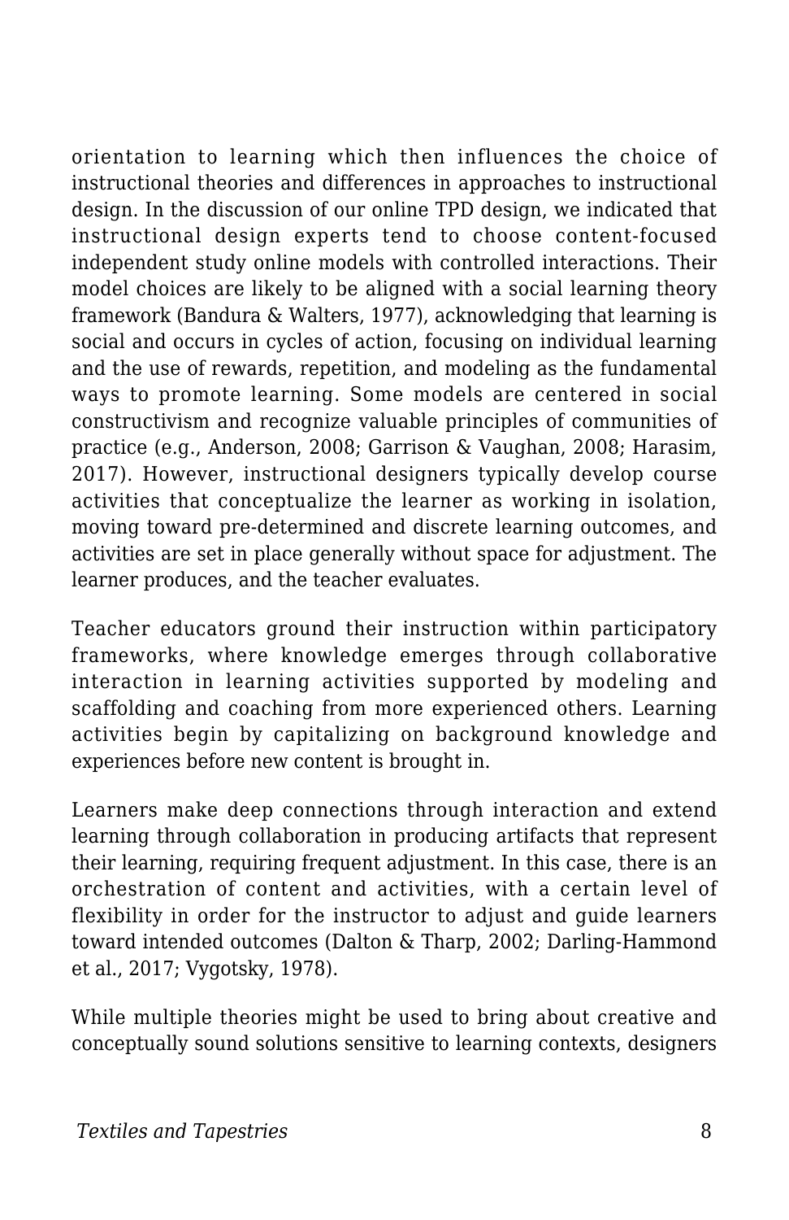orientation to learning which then influences the choice of instructional theories and differences in approaches to instructional design. In the discussion of our online TPD design, we indicated that instructional design experts tend to choose content-focused independent study online models with controlled interactions. Their model choices are likely to be aligned with a social learning theory framework (Bandura & Walters, 1977), acknowledging that learning is social and occurs in cycles of action, focusing on individual learning and the use of rewards, repetition, and modeling as the fundamental ways to promote learning. Some models are centered in social constructivism and recognize valuable principles of communities of practice (e.g., Anderson, 2008; Garrison & Vaughan, 2008; Harasim, 2017). However, instructional designers typically develop course activities that conceptualize the learner as working in isolation, moving toward pre-determined and discrete learning outcomes, and activities are set in place generally without space for adjustment. The learner produces, and the teacher evaluates.

Teacher educators ground their instruction within participatory frameworks, where knowledge emerges through collaborative interaction in learning activities supported by modeling and scaffolding and coaching from more experienced others. Learning activities begin by capitalizing on background knowledge and experiences before new content is brought in.

Learners make deep connections through interaction and extend learning through collaboration in producing artifacts that represent their learning, requiring frequent adjustment. In this case, there is an orchestration of content and activities, with a certain level of flexibility in order for the instructor to adjust and guide learners toward intended outcomes (Dalton & Tharp, 2002; Darling-Hammond et al., 2017; Vygotsky, 1978).

While multiple theories might be used to bring about creative and conceptually sound solutions sensitive to learning contexts, designers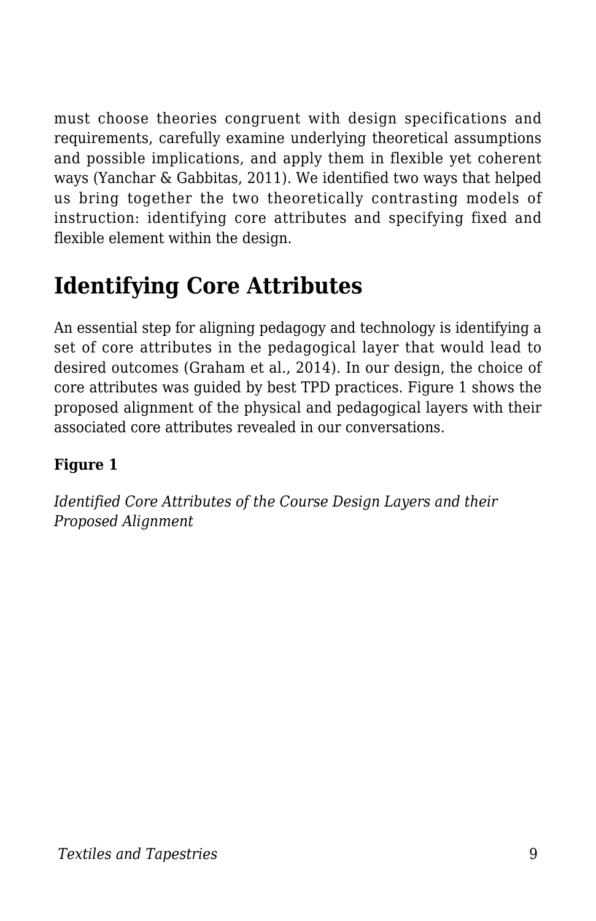must choose theories congruent with design specifications and requirements, carefully examine underlying theoretical assumptions and possible implications, and apply them in flexible yet coherent ways (Yanchar & Gabbitas, 2011). We identified two ways that helped us bring together the two theoretically contrasting models of instruction: identifying core attributes and specifying fixed and flexible element within the design.

## Identifying Core Attributes

An essential step for aligning pedagogy and technology is identifying a set of core attributes in the pedagogical layer that would lead to desired outcomes (Graham et al., 2014). In our design, the choice of core attributes was guided by best TPD practices. Figure 1 shows the proposed alignment of the physical and pedagogical layers with their associated core attributes revealed in our conversations.

**Figure 1**

*Identified Core Attributes of the Course Design Layers and their Proposed Alignment*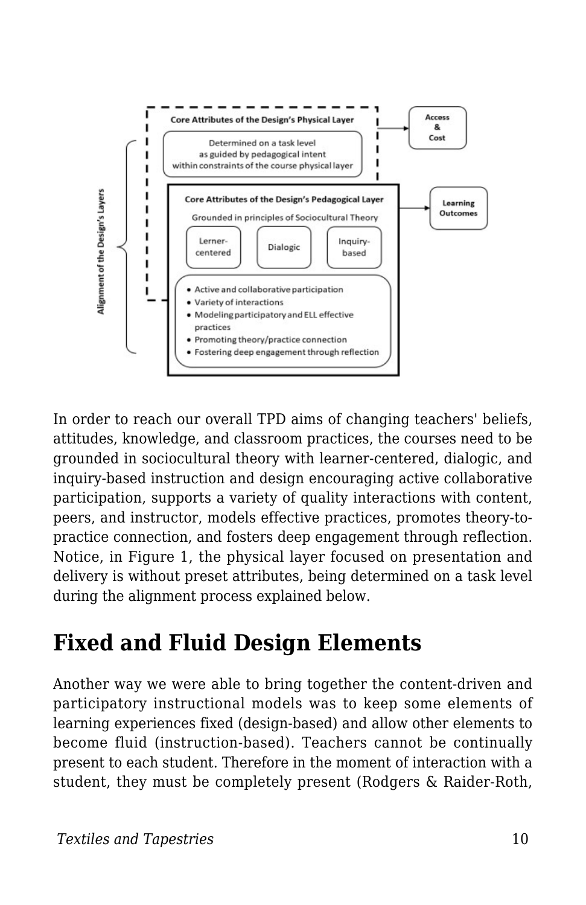Core Attributes of the Design's Physical Layer

Determined on a task level as guided by pedagogical intent within constraints of the course physical layer

Access & Cost

Core Attributes of the Design's Pedagogical Layer

Grounded in principles of Sociocultural Theory

Lerner-centered | Dialogic | Inquiry-based

- Active and collaborative participation
- Variety of interactions
- Modeling participatory and ELL effective practices
- Promoting theory/practice connection
- Fostering deep engagement through reflection

Learning Outcomes

Alignment of the Design's Layers

In order to reach our overall TPD aims of changing teachers' beliefs, attitudes, knowledge, and classroom practices, the courses need to be grounded in sociocultural theory with learner-centered, dialogic, and inquiry-based instruction and design encouraging active collaborative participation, supports a variety of quality interactions with content, peers, and instructor, models effective practices, promotes theory-to-practice connection, and fosters deep engagement through reflection. Notice, in Figure 1, the physical layer focused on presentation and delivery is without preset attributes, being determined on a task level during the alignment process explained below.

## Fixed and Fluid Design Elements

Another way we were able to bring together the content-driven and participatory instructional models was to keep some elements of learning experiences fixed (design-based) and allow other elements to become fluid (instruction-based). Teachers cannot be continually present to each student. Therefore in the moment of interaction with a student, they must be completely present (Rodgers & Raider-Roth,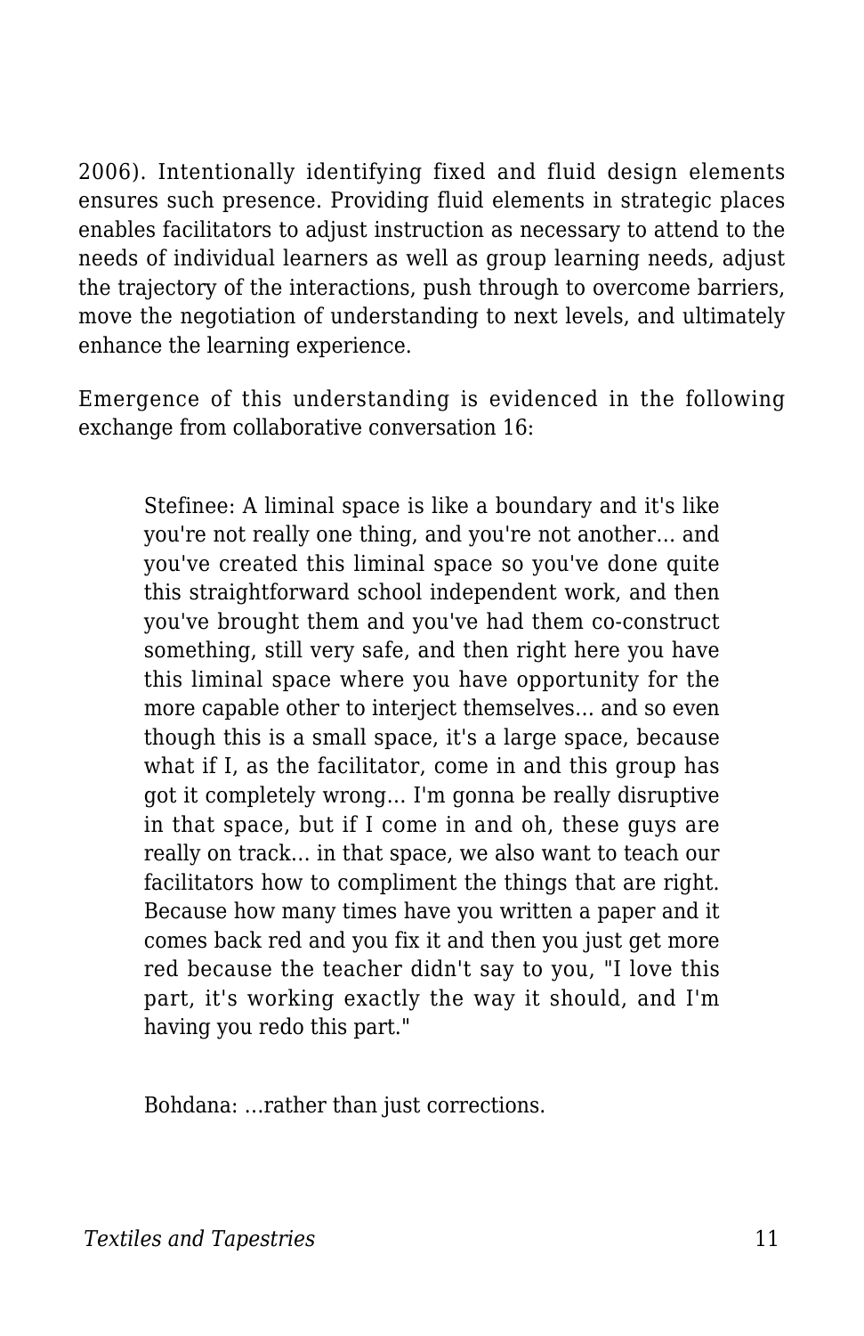2006). Intentionally identifying fixed and fluid design elements ensures such presence. Providing fluid elements in strategic places enables facilitators to adjust instruction as necessary to attend to the needs of individual learners as well as group learning needs, adjust the trajectory of the interactions, push through to overcome barriers, move the negotiation of understanding to next levels, and ultimately enhance the learning experience.

Emergence of this understanding is evidenced in the following exchange from collaborative conversation 16:

> Stefinee: A liminal space is like a boundary and it's like you're not really one thing, and you're not another... and you've created this liminal space so you've done quite this straightforward school independent work, and then you've brought them and you've had them co-construct something, still very safe, and then right here you have this liminal space where you have opportunity for the more capable other to interject themselves... and so even though this is a small space, it's a large space, because what if I, as the facilitator, come in and this group has got it completely wrong... I'm gonna be really disruptive in that space, but if I come in and oh, these guys are really on track... in that space, we also want to teach our facilitators how to compliment the things that are right. Because how many times have you written a paper and it comes back red and you fix it and then you just get more red because the teacher didn't say to you, "I love this part, it's working exactly the way it should, and I'm having you redo this part."
>
> Bohdana: ...rather than just corrections.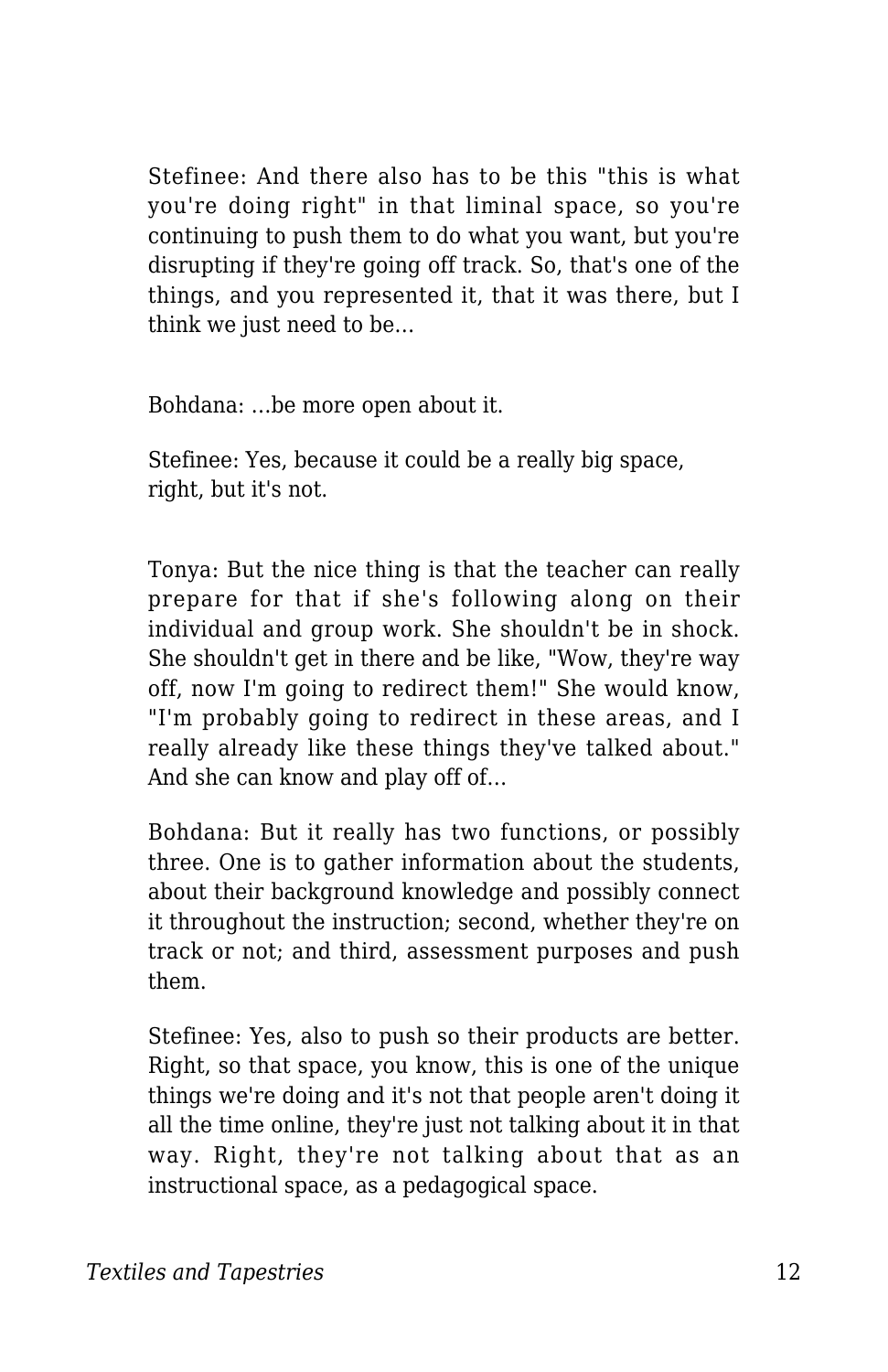Stefinee: And there also has to be this "this is what you're doing right" in that liminal space, so you're continuing to push them to do what you want, but you're disrupting if they're going off track. So, that's one of the things, and you represented it, that it was there, but I think we just need to be…

Bohdana: …be more open about it.

Stefinee: Yes, because it could be a really big space, right, but it's not.

Tonya: But the nice thing is that the teacher can really prepare for that if she's following along on their individual and group work. She shouldn't be in shock. She shouldn't get in there and be like, "Wow, they're way off, now I'm going to redirect them!" She would know, "I'm probably going to redirect in these areas, and I really already like these things they've talked about." And she can know and play off of…

Bohdana: But it really has two functions, or possibly three. One is to gather information about the students, about their background knowledge and possibly connect it throughout the instruction; second, whether they're on track or not; and third, assessment purposes and push them.

Stefinee: Yes, also to push so their products are better. Right, so that space, you know, this is one of the unique things we're doing and it's not that people aren't doing it all the time online, they're just not talking about it in that way. Right, they're not talking about that as an instructional space, as a pedagogical space.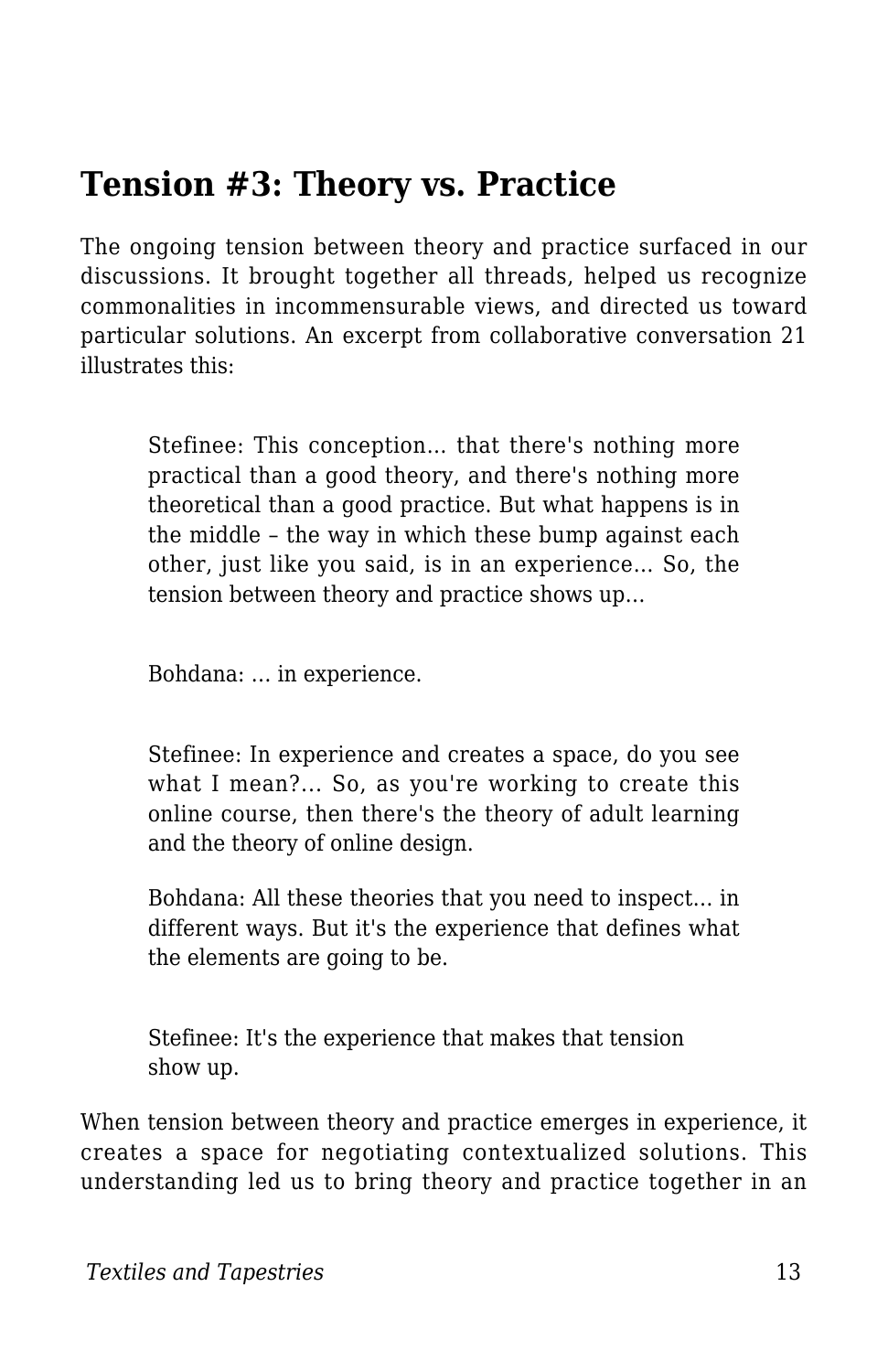## Tension #3: Theory vs. Practice

The ongoing tension between theory and practice surfaced in our discussions. It brought together all threads, helped us recognize commonalities in incommensurable views, and directed us toward particular solutions. An excerpt from collaborative conversation 21 illustrates this:

> Stefinee: This conception… that there's nothing more practical than a good theory, and there's nothing more theoretical than a good practice. But what happens is in the middle – the way in which these bump against each other, just like you said, is in an experience… So, the tension between theory and practice shows up…
>
> Bohdana: … in experience.
>
> Stefinee: In experience and creates a space, do you see what I mean?… So, as you're working to create this online course, then there's the theory of adult learning and the theory of online design.
>
> Bohdana: All these theories that you need to inspect… in different ways. But it's the experience that defines what the elements are going to be.
>
> Stefinee: It's the experience that makes that tension show up.

When tension between theory and practice emerges in experience, it creates a space for negotiating contextualized solutions. This understanding led us to bring theory and practice together in an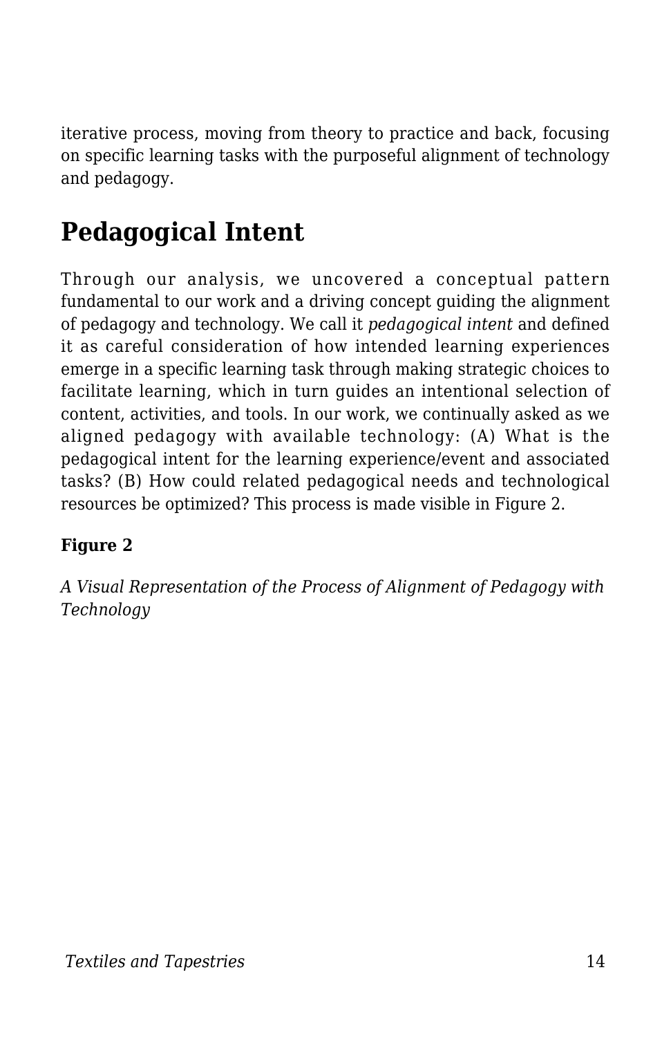iterative process, moving from theory to practice and back, focusing on specific learning tasks with the purposeful alignment of technology and pedagogy.

## Pedagogical Intent

Through our analysis, we uncovered a conceptual pattern fundamental to our work and a driving concept guiding the alignment of pedagogy and technology. We call it *pedagogical intent* and defined it as careful consideration of how intended learning experiences emerge in a specific learning task through making strategic choices to facilitate learning, which in turn guides an intentional selection of content, activities, and tools. In our work, we continually asked as we aligned pedagogy with available technology: (A) What is the pedagogical intent for the learning experience/event and associated tasks? (B) How could related pedagogical needs and technological resources be optimized? This process is made visible in Figure 2.

**Figure 2**

*A Visual Representation of the Process of Alignment of Pedagogy with Technology*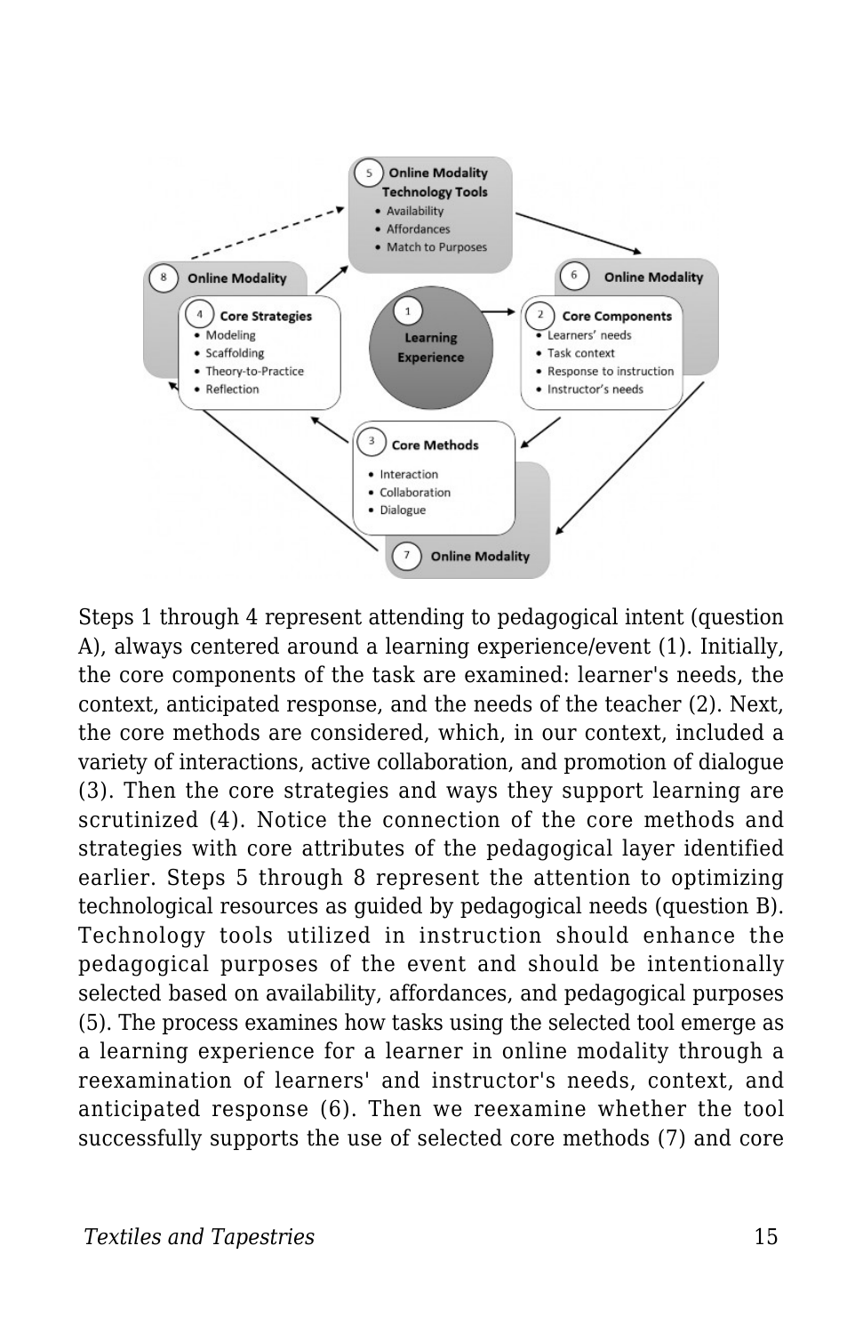Steps 1 through 4 represent attending to pedagogical intent (question A), always centered around a learning experience/event (1). Initially, the core components of the task are examined: learner's needs, the context, anticipated response, and the needs of the teacher (2). Next, the core methods are considered, which, in our context, included a variety of interactions, active collaboration, and promotion of dialogue (3). Then the core strategies and ways they support learning are scrutinized (4). Notice the connection of the core methods and strategies with core attributes of the pedagogical layer identified earlier. Steps 5 through 8 represent the attention to optimizing technological resources as guided by pedagogical needs (question B). Technology tools utilized in instruction should enhance the pedagogical purposes of the event and should be intentionally selected based on availability, affordances, and pedagogical purposes (5). The process examines how tasks using the selected tool emerge as a learning experience for a learner in online modality through a reexamination of learners' and instructor's needs, context, and anticipated response (6). Then we reexamine whether the tool successfully supports the use of selected core methods (7) and core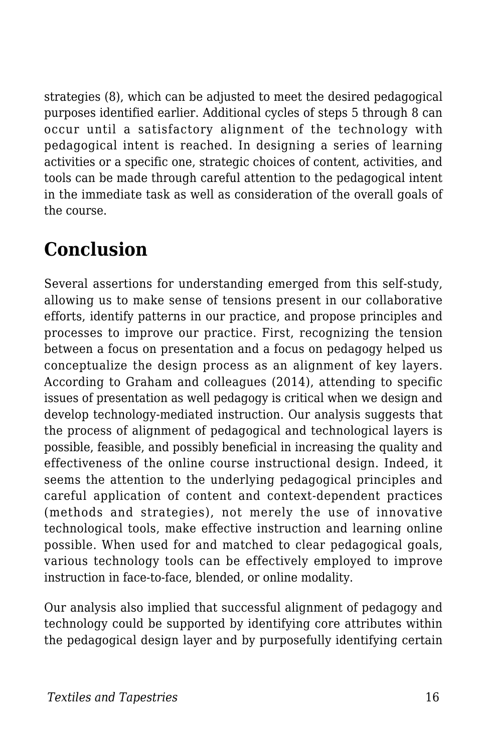strategies (8), which can be adjusted to meet the desired pedagogical purposes identified earlier. Additional cycles of steps 5 through 8 can occur until a satisfactory alignment of the technology with pedagogical intent is reached. In designing a series of learning activities or a specific one, strategic choices of content, activities, and tools can be made through careful attention to the pedagogical intent in the immediate task as well as consideration of the overall goals of the course.

## Conclusion

Several assertions for understanding emerged from this self-study, allowing us to make sense of tensions present in our collaborative efforts, identify patterns in our practice, and propose principles and processes to improve our practice. First, recognizing the tension between a focus on presentation and a focus on pedagogy helped us conceptualize the design process as an alignment of key layers. According to Graham and colleagues (2014), attending to specific issues of presentation as well pedagogy is critical when we design and develop technology-mediated instruction. Our analysis suggests that the process of alignment of pedagogical and technological layers is possible, feasible, and possibly beneficial in increasing the quality and effectiveness of the online course instructional design. Indeed, it seems the attention to the underlying pedagogical principles and careful application of content and context-dependent practices (methods and strategies), not merely the use of innovative technological tools, make effective instruction and learning online possible. When used for and matched to clear pedagogical goals, various technology tools can be effectively employed to improve instruction in face-to-face, blended, or online modality.

Our analysis also implied that successful alignment of pedagogy and technology could be supported by identifying core attributes within the pedagogical design layer and by purposefully identifying certain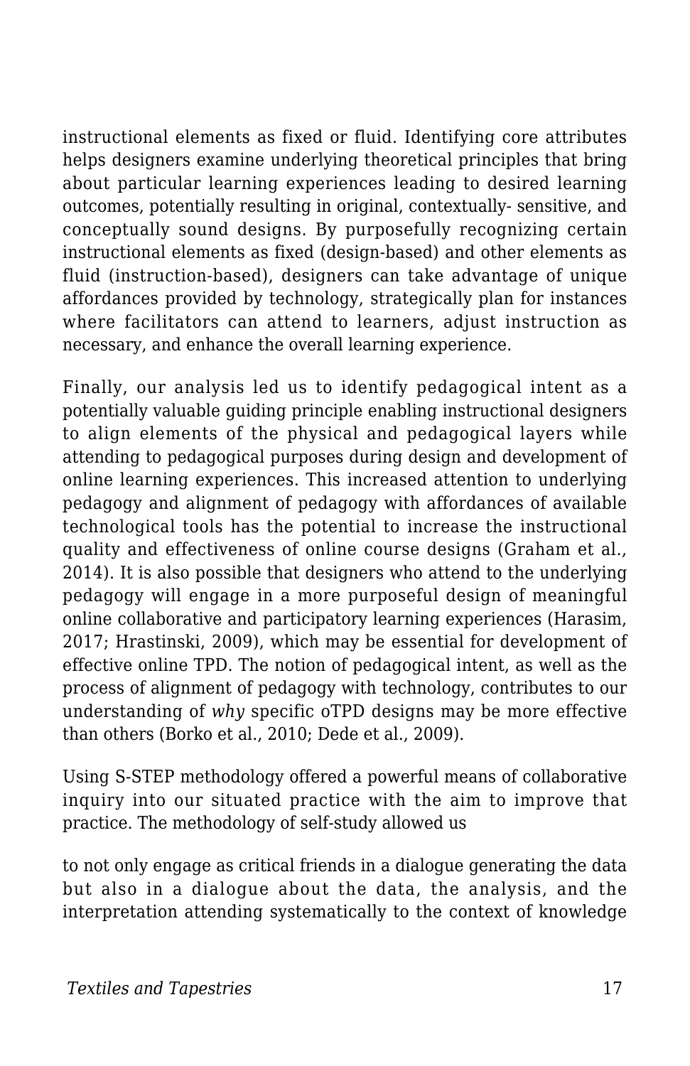instructional elements as fixed or fluid. Identifying core attributes helps designers examine underlying theoretical principles that bring about particular learning experiences leading to desired learning outcomes, potentially resulting in original, contextually- sensitive, and conceptually sound designs. By purposefully recognizing certain instructional elements as fixed (design-based) and other elements as fluid (instruction-based), designers can take advantage of unique affordances provided by technology, strategically plan for instances where facilitators can attend to learners, adjust instruction as necessary, and enhance the overall learning experience.

Finally, our analysis led us to identify pedagogical intent as a potentially valuable guiding principle enabling instructional designers to align elements of the physical and pedagogical layers while attending to pedagogical purposes during design and development of online learning experiences. This increased attention to underlying pedagogy and alignment of pedagogy with affordances of available technological tools has the potential to increase the instructional quality and effectiveness of online course designs (Graham et al., 2014). It is also possible that designers who attend to the underlying pedagogy will engage in a more purposeful design of meaningful online collaborative and participatory learning experiences (Harasim, 2017; Hrastinski, 2009), which may be essential for development of effective online TPD. The notion of pedagogical intent, as well as the process of alignment of pedagogy with technology, contributes to our understanding of *why* specific oTPD designs may be more effective than others (Borko et al., 2010; Dede et al., 2009).

Using S-STEP methodology offered a powerful means of collaborative inquiry into our situated practice with the aim to improve that practice. The methodology of self-study allowed us to not only engage as critical friends in a dialogue generating the data but also in a dialogue about the data, the analysis, and the interpretation attending systematically to the context of knowledge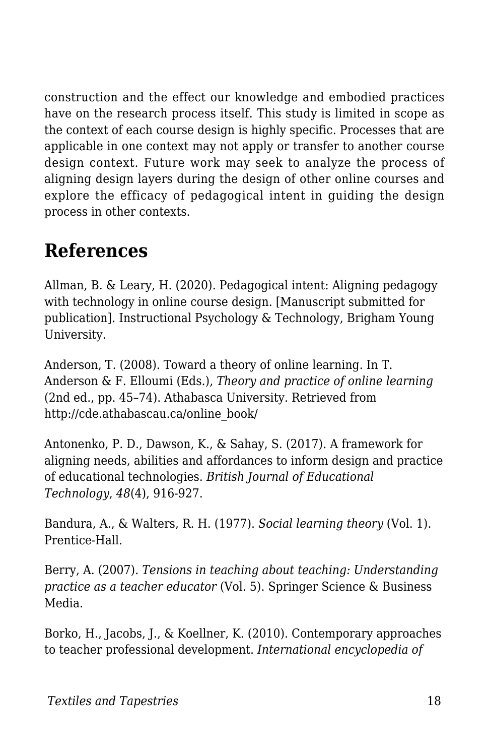construction and the effect our knowledge and embodied practices have on the research process itself. This study is limited in scope as the context of each course design is highly specific. Processes that are applicable in one context may not apply or transfer to another course design context. Future work may seek to analyze the process of aligning design layers during the design of other online courses and explore the efficacy of pedagogical intent in guiding the design process in other contexts.

## References

Allman, B. & Leary, H. (2020). Pedagogical intent: Aligning pedagogy with technology in online course design. [Manuscript submitted for publication]. Instructional Psychology & Technology, Brigham Young University.

Anderson, T. (2008). Toward a theory of online learning. In T. Anderson & F. Elloumi (Eds.), *Theory and practice of online learning* (2nd ed., pp. 45–74). Athabasca University. Retrieved from http://cde.athabascau.ca/online_book/

Antonenko, P. D., Dawson, K., & Sahay, S. (2017). A framework for aligning needs, abilities and affordances to inform design and practice of educational technologies. *British Journal of Educational Technology*, *48*(4), 916-927.

Bandura, A., & Walters, R. H. (1977). *Social learning theory* (Vol. 1). Prentice-Hall.

Berry, A. (2007). *Tensions in teaching about teaching: Understanding practice as a teacher educator* (Vol. 5). Springer Science & Business Media.

Borko, H., Jacobs, J., & Koellner, K. (2010). Contemporary approaches to teacher professional development. *International encyclopedia of*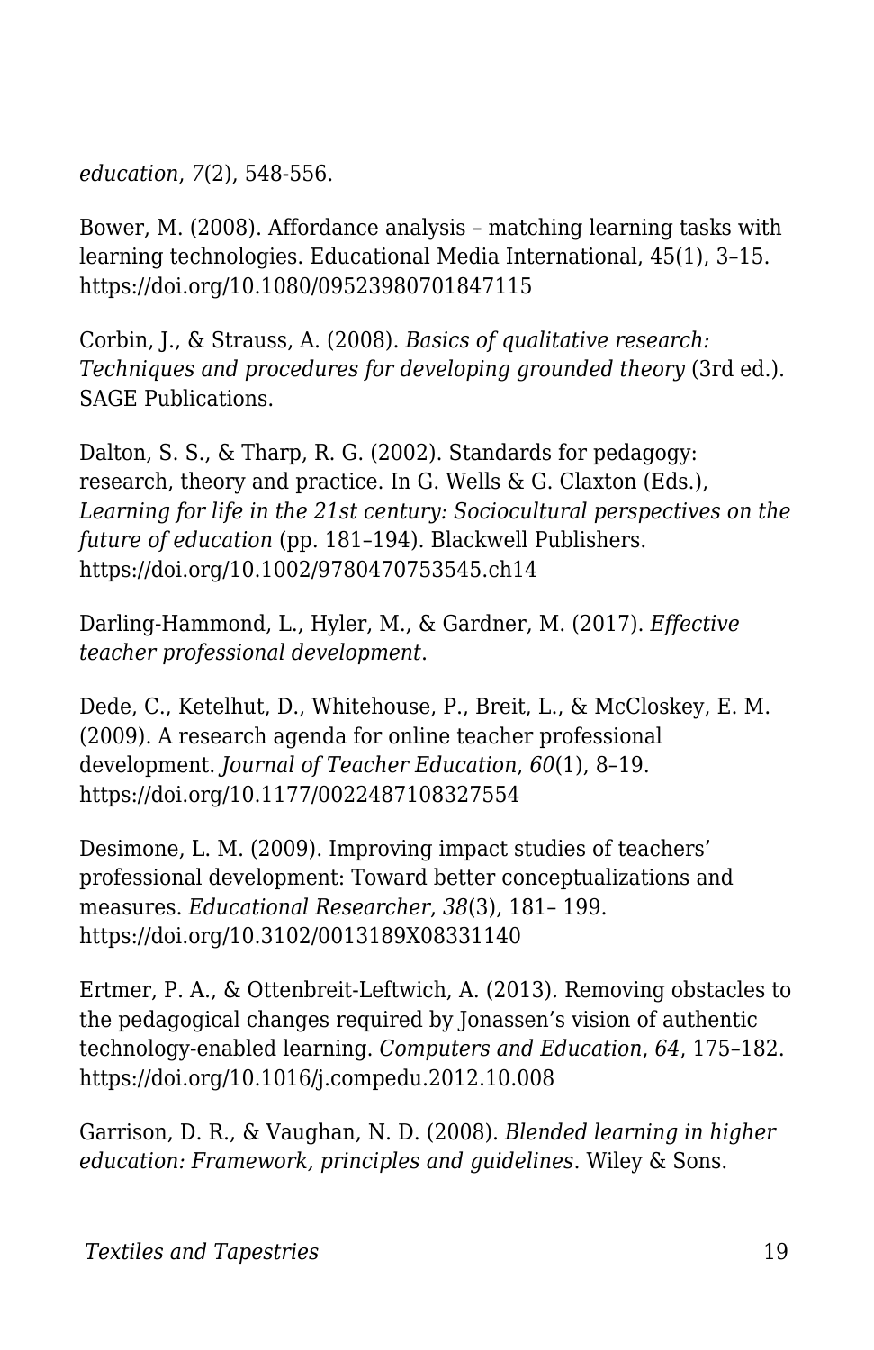*education*, 7(2), 548-556.

Bower, M. (2008). Affordance analysis – matching learning tasks with learning technologies. Educational Media International, 45(1), 3–15. https://doi.org/10.1080/09523980701847115

Corbin, J., & Strauss, A. (2008). *Basics of qualitative research: Techniques and procedures for developing grounded theory* (3rd ed.). SAGE Publications.

Dalton, S. S., & Tharp, R. G. (2002). Standards for pedagogy: research, theory and practice. In G. Wells & G. Claxton (Eds.), *Learning for life in the 21st century: Sociocultural perspectives on the future of education* (pp. 181–194). Blackwell Publishers. https://doi.org/10.1002/9780470753545.ch14

Darling-Hammond, L., Hyler, M., & Gardner, M. (2017). *Effective teacher professional development*.

Dede, C., Ketelhut, D., Whitehouse, P., Breit, L., & McCloskey, E. M. (2009). A research agenda for online teacher professional development. *Journal of Teacher Education*, *60*(1), 8–19. https://doi.org/10.1177/0022487108327554

Desimone, L. M. (2009). Improving impact studies of teachers' professional development: Toward better conceptualizations and measures. *Educational Researcher*, *38*(3), 181– 199. https://doi.org/10.3102/0013189X08331140

Ertmer, P. A., & Ottenbreit-Leftwich, A. (2013). Removing obstacles to the pedagogical changes required by Jonassen's vision of authentic technology-enabled learning. *Computers and Education*, *64*, 175–182. https://doi.org/10.1016/j.compedu.2012.10.008

Garrison, D. R., & Vaughan, N. D. (2008). *Blended learning in higher education: Framework, principles and guidelines*. Wiley & Sons.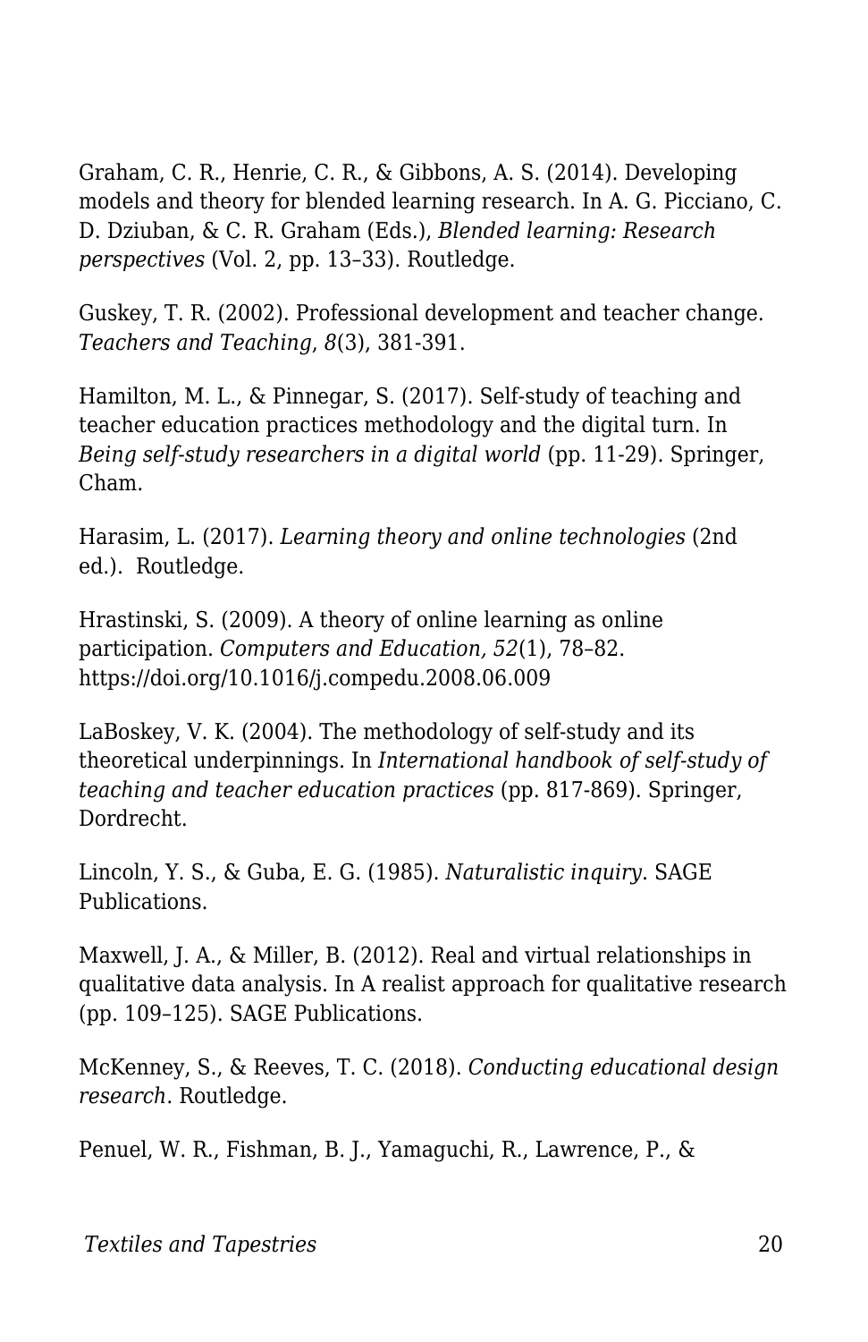Graham, C. R., Henrie, C. R., & Gibbons, A. S. (2014). Developing models and theory for blended learning research. In A. G. Picciano, C. D. Dziuban, & C. R. Graham (Eds.), *Blended learning: Research perspectives* (Vol. 2, pp. 13–33). Routledge.

Guskey, T. R. (2002). Professional development and teacher change. *Teachers and Teaching*, *8*(3), 381-391.

Hamilton, M. L., & Pinnegar, S. (2017). Self-study of teaching and teacher education practices methodology and the digital turn. In *Being self-study researchers in a digital world* (pp. 11-29). Springer, Cham.

Harasim, L. (2017). *Learning theory and online technologies* (2nd ed.). Routledge.

Hrastinski, S. (2009). A theory of online learning as online participation. *Computers and Education, 52*(1), 78–82. https://doi.org/10.1016/j.compedu.2008.06.009

LaBoskey, V. K. (2004). The methodology of self-study and its theoretical underpinnings. In *International handbook of self-study of teaching and teacher education practices* (pp. 817-869). Springer, Dordrecht.

Lincoln, Y. S., & Guba, E. G. (1985). *Naturalistic inquiry*. SAGE Publications.

Maxwell, J. A., & Miller, B. (2012). Real and virtual relationships in qualitative data analysis. In A realist approach for qualitative research (pp. 109–125). SAGE Publications.

McKenney, S., & Reeves, T. C. (2018). *Conducting educational design research*. Routledge.

Penuel, W. R., Fishman, B. J., Yamaguchi, R., Lawrence, P., &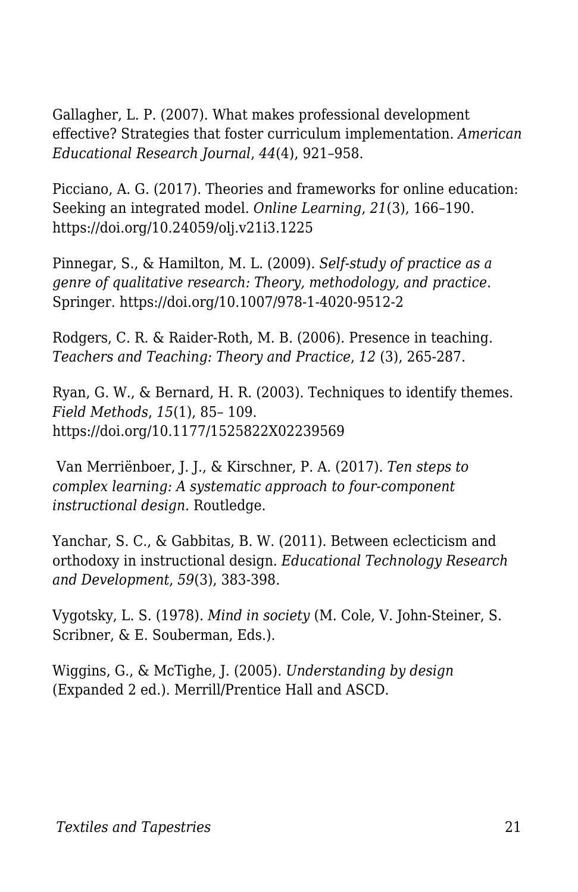Gallagher, L. P. (2007). What makes professional development effective? Strategies that foster curriculum implementation. *American Educational Research Journal*, *44*(4), 921–958.

Picciano, A. G. (2017). Theories and frameworks for online education: Seeking an integrated model. *Online Learning*, *21*(3), 166–190. https://doi.org/10.24059/olj.v21i3.1225

Pinnegar, S., & Hamilton, M. L. (2009). *Self-study of practice as a genre of qualitative research: Theory, methodology, and practice*. Springer. https://doi.org/10.1007/978-1-4020-9512-2

Rodgers, C. R. & Raider-Roth, M. B. (2006). Presence in teaching. *Teachers and Teaching: Theory and Practice*, *12* (3), 265-287.

Ryan, G. W., & Bernard, H. R. (2003). Techniques to identify themes. *Field Methods*, *15*(1), 85– 109. https://doi.org/10.1177/1525822X02239569

Van Merriënboer, J. J., & Kirschner, P. A. (2017). *Ten steps to complex learning: A systematic approach to four-component instructional design.* Routledge.

Yanchar, S. C., & Gabbitas, B. W. (2011). Between eclecticism and orthodoxy in instructional design. *Educational Technology Research and Development*, *59*(3), 383-398.

Vygotsky, L. S. (1978). *Mind in society* (M. Cole, V. John-Steiner, S. Scribner, & E. Souberman, Eds.).

Wiggins, G., & McTighe, J. (2005). *Understanding by design* (Expanded 2 ed.). Merrill/Prentice Hall and ASCD.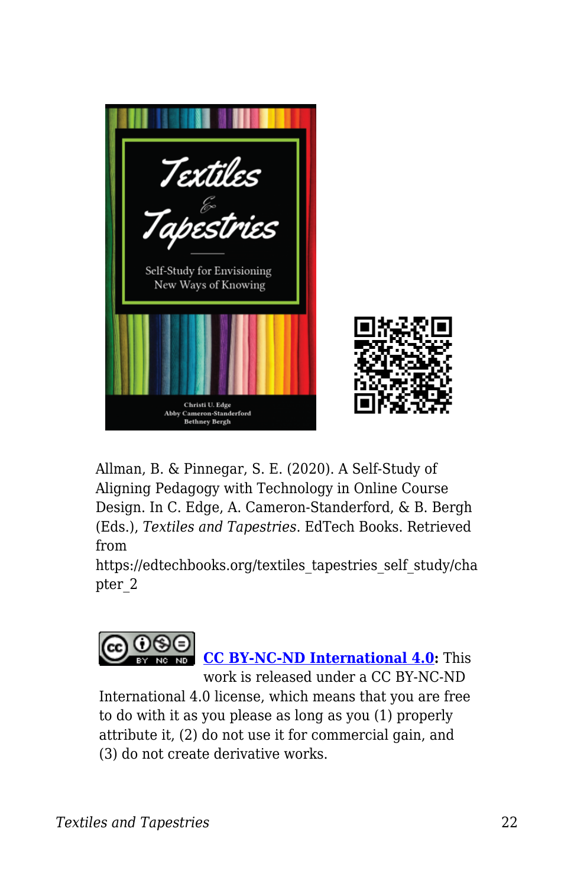Allman, B. & Pinnegar, S. E. (2020). A Self-Study of Aligning Pedagogy with Technology in Online Course Design. In C. Edge, A. Cameron-Standerford, & B. Bergh (Eds.), *Textiles and Tapestries*. EdTech Books. Retrieved from https://edtechbooks.org/textiles_tapestries_self_study/chapter_2

**CC BY-NC-ND International 4.0:** This work is released under a CC BY-NC-ND International 4.0 license, which means that you are free to do with it as you please as long as you (1) properly attribute it, (2) do not use it for commercial gain, and (3) do not create derivative works.